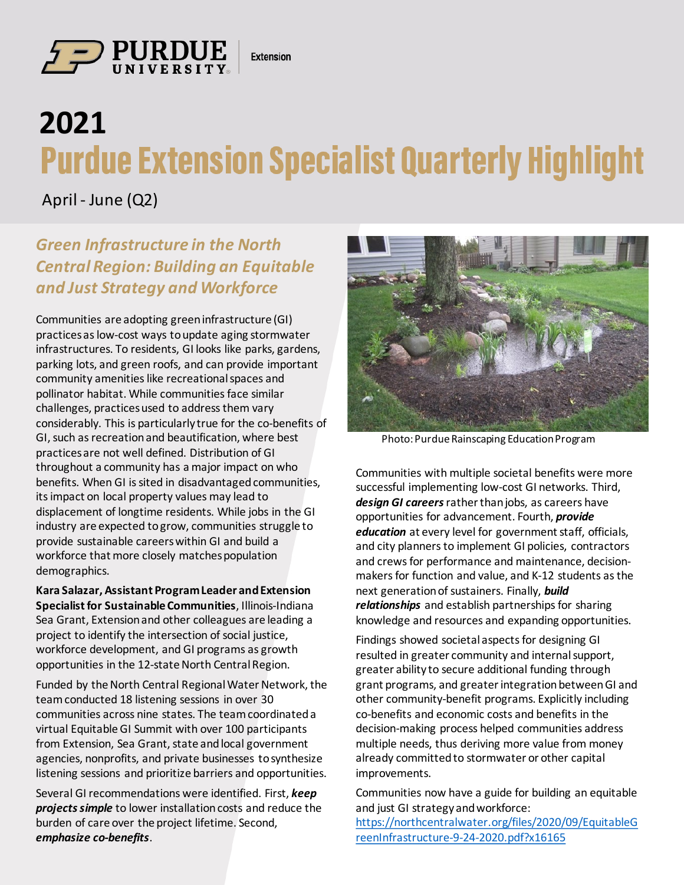Purdue University Extension

# 2021

# Purdue Extension Specialist Quarterly Highlight

April - June (Q2)

## *Green Infrastructure in the North Central Region: Building an Equitable and Just Strategy and Workforce*

Communities are adopting green infrastructure (GI) practices as low-cost ways to update aging stormwater infrastructures. To residents, GI looks like parks, gardens, parking lots, and green roofs, and can provide important community amenities like recreational spaces and pollinator habitat. While communities face similar challenges, practices used to address them vary considerably. This is particularly true for the co-benefits of GI, such as recreation and beautification, where best practices are not well defined. Distribution of GI throughout a community has a major impact on who benefits. When GI is sited in disadvantaged communities, its impact on local property values may lead to displacement of longtime residents. While jobs in the GI industry are expected to grow, communities struggle to provide sustainable careers within GI and build a workforce that more closely matches population demographics.

**Kara Salazar, Assistant Program Leader and Extension Specialist for Sustainable Communities**, Illinois-Indiana Sea Grant, Extension and other colleagues are leading a project to identify the intersection of social justice, workforce development, and GI programs as growth opportunities in the 12-state North Central Region.

Funded by the North Central Regional Water Network, the team conducted 18 listening sessions in over 30 communities across nine states. The team coordinated a virtual Equitable GI Summit with over 100 participants from Extension, Sea Grant, state and local government agencies, nonprofits, and private businesses to synthesize listening sessions and prioritize barriers and opportunities.

Several GI recommendations were identified. First, ***keep projects simple*** to lower installation costs and reduce the burden of care over the project lifetime. Second, ***emphasize co-benefits***.

Photo: Purdue Rainscaping Education Program

Communities with multiple societal benefits were more successful implementing low-cost GI networks. Third, ***design GI careers*** rather than jobs, as careers have opportunities for advancement. Fourth, ***provide education*** at every level for government staff, officials, and city planners to implement GI policies, contractors and crews for performance and maintenance, decision-makers for function and value, and K-12 students as the next generation of sustainers. Finally, ***build relationships*** and establish partnerships for sharing knowledge and resources and expanding opportunities.

Findings showed societal aspects for designing GI resulted in greater community and internal support, greater ability to secure additional funding through grant programs, and greater integration between GI and other community-benefit programs. Explicitly including co-benefits and economic costs and benefits in the decision-making process helped communities address multiple needs, thus deriving more value from money already committed to stormwater or other capital improvements.

Communities now have a guide for building an equitable and just GI strategy and workforce: https://northcentralwater.org/files/2020/09/EquitableGreenInfrastructure-9-24-2020.pdf?x16165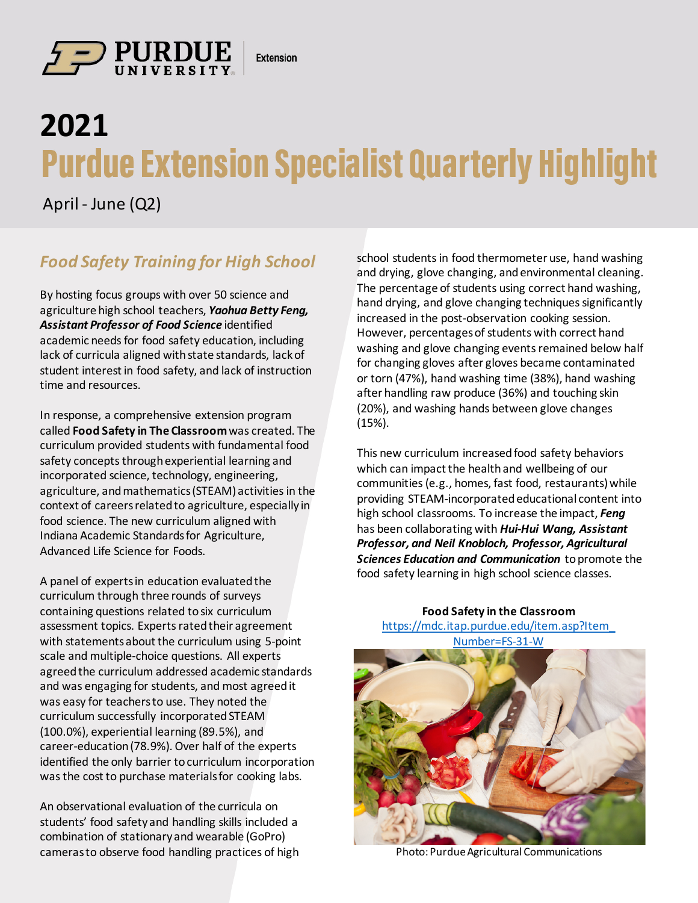**PURDUE UNIVERSITY** | Extension

# 2021

# Purdue Extension Specialist Quarterly Highlight

April - June (Q2)

## *Food Safety Training for High School*

By hosting focus groups with over 50 science and agriculture high school teachers, ***Yaohua Betty Feng, Assistant Professor of Food Science*** identified academic needs for food safety education, including lack of curricula aligned with state standards, lack of student interest in food safety, and lack of instruction time and resources.

In response, a comprehensive extension program called **Food Safety in The Classroom** was created. The curriculum provided students with fundamental food safety concepts through experiential learning and incorporated science, technology, engineering, agriculture, and mathematics (STEAM) activities in the context of careers related to agriculture, especially in food science. The new curriculum aligned with Indiana Academic Standards for Agriculture, Advanced Life Science for Foods.

A panel of experts in education evaluated the curriculum through three rounds of surveys containing questions related to six curriculum assessment topics. Experts rated their agreement with statements about the curriculum using 5-point scale and multiple-choice questions. All experts agreed the curriculum addressed academic standards and was engaging for students, and most agreed it was easy for teachers to use. They noted the curriculum successfully incorporated STEAM (100.0%), experiential learning (89.5%), and career-education (78.9%). Over half of the experts identified the only barrier to curriculum incorporation was the cost to purchase materials for cooking labs.

An observational evaluation of the curricula on students' food safety and handling skills included a combination of stationary and wearable (GoPro) cameras to observe food handling practices of high school students in food thermometer use, hand washing and drying, glove changing, and environmental cleaning. The percentage of students using correct hand washing, hand drying, and glove changing techniques significantly increased in the post-observation cooking session. However, percentages of students with correct hand washing and glove changing events remained below half for changing gloves after gloves became contaminated or torn (47%), hand washing time (38%), hand washing after handling raw produce (36%) and touching skin (20%), and washing hands between glove changes (15%).

This new curriculum increased food safety behaviors which can impact the health and wellbeing of our communities (e.g., homes, fast food, restaurants) while providing STEAM-incorporated educational content into high school classrooms. To increase the impact, ***Feng*** has been collaborating with ***Hui-Hui Wang, Assistant Professor, and Neil Knobloch, Professor, Agricultural Sciences Education and Communication*** to promote the food safety learning in high school science classes.

**Food Safety in the Classroom**
https://mdc.itap.purdue.edu/item.asp?Item_Number=FS-31-W

Photo: Purdue Agricultural Communications